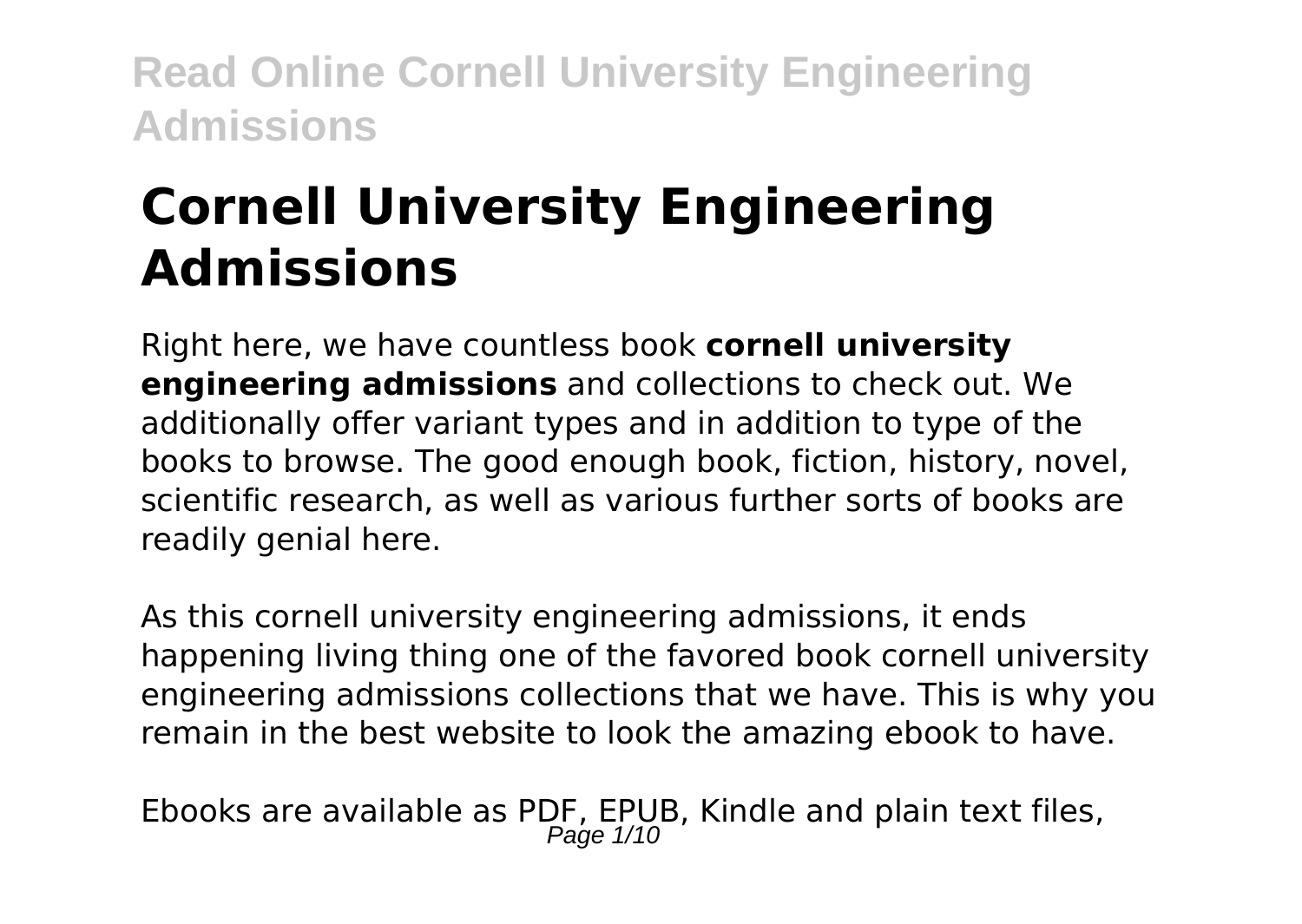# Cornell University Engineering Admissions

Right here, we have countless book **cornell university engineering admissions** and collections to check out. We additionally offer variant types and in addition to type of the books to browse. The good enough book, fiction, history, novel, scientific research, as well as various further sorts of books are readily genial here.

As this cornell university engineering admissions, it ends happening living thing one of the favored book cornell university engineering admissions collections that we have. This is why you remain in the best website to look the amazing ebook to have.

Ebooks are available as PDF, EPUB, Kindle and plain text files,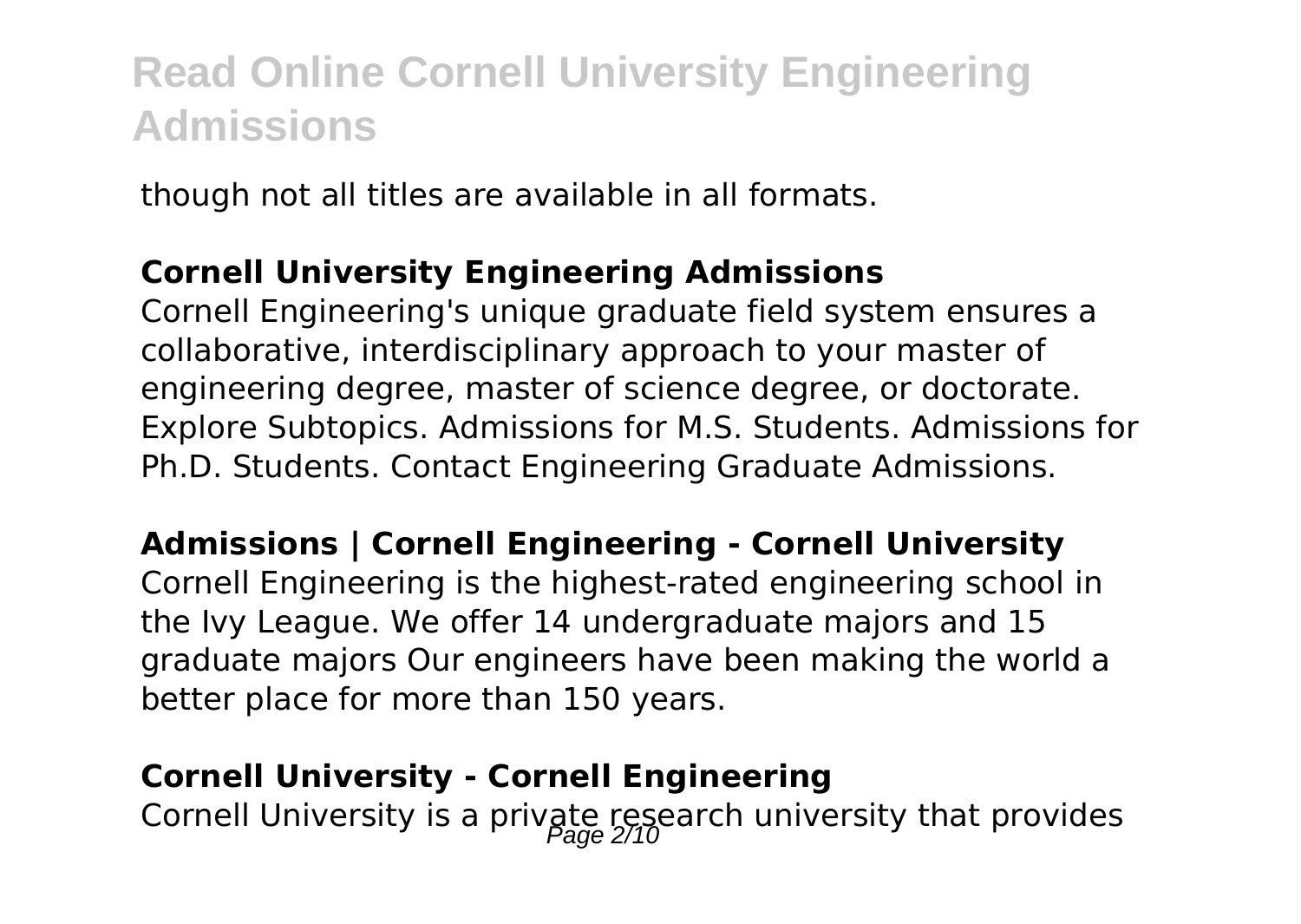though not all titles are available in all formats.

**Cornell University Engineering Admissions**

Cornell Engineering's unique graduate field system ensures a collaborative, interdisciplinary approach to your master of engineering degree, master of science degree, or doctorate. Explore Subtopics. Admissions for M.S. Students. Admissions for Ph.D. Students. Contact Engineering Graduate Admissions.

**Admissions | Cornell Engineering - Cornell University**

Cornell Engineering is the highest-rated engineering school in the Ivy League. We offer 14 undergraduate majors and 15 graduate majors Our engineers have been making the world a better place for more than 150 years.

**Cornell University - Cornell Engineering**

Cornell University is a private research university that provides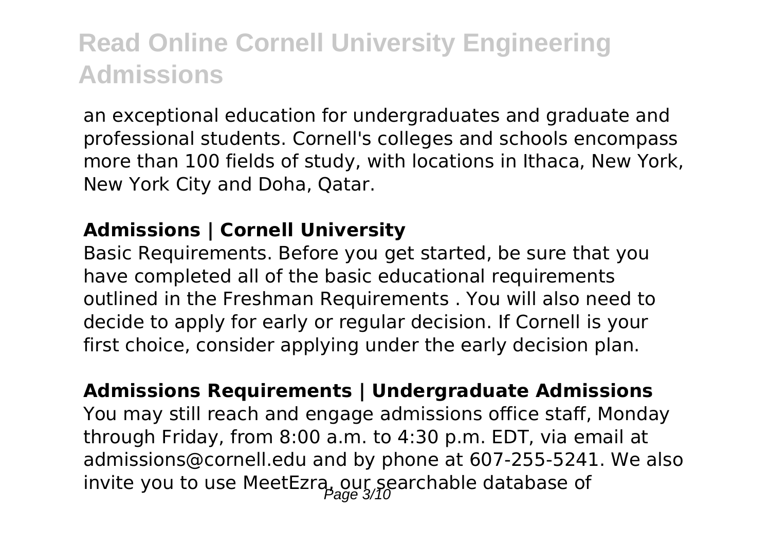an exceptional education for undergraduates and graduate and professional students. Cornell's colleges and schools encompass more than 100 fields of study, with locations in Ithaca, New York, New York City and Doha, Qatar.

**Admissions | Cornell University**

Basic Requirements. Before you get started, be sure that you have completed all of the basic educational requirements outlined in the Freshman Requirements . You will also need to decide to apply for early or regular decision. If Cornell is your first choice, consider applying under the early decision plan.

**Admissions Requirements | Undergraduate Admissions**

You may still reach and engage admissions office staff, Monday through Friday, from 8:00 a.m. to 4:30 p.m. EDT, via email at admissions@cornell.edu and by phone at 607-255-5241. We also invite you to use MeetEzra, our searchable database of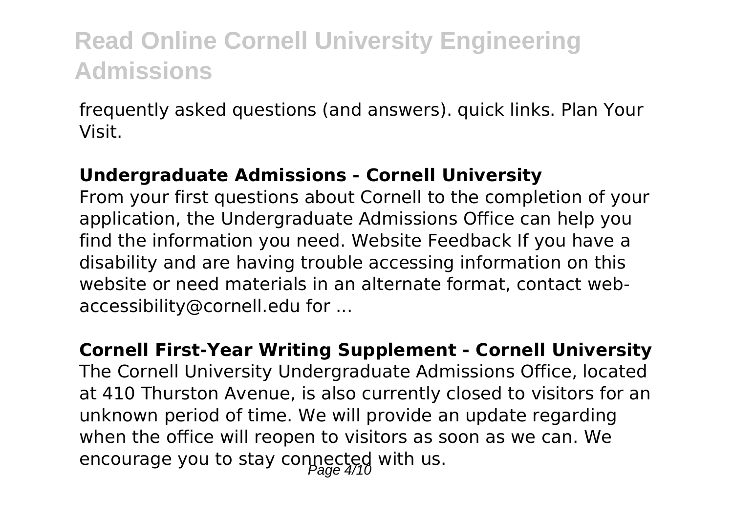frequently asked questions (and answers). quick links. Plan Your Visit.

### Undergraduate Admissions - Cornell University

From your first questions about Cornell to the completion of your application, the Undergraduate Admissions Office can help you find the information you need. Website Feedback If you have a disability and are having trouble accessing information on this website or need materials in an alternate format, contact web-accessibility@cornell.edu for ...

### Cornell First-Year Writing Supplement - Cornell University

The Cornell University Undergraduate Admissions Office, located at 410 Thurston Avenue, is also currently closed to visitors for an unknown period of time. We will provide an update regarding when the office will reopen to visitors as soon as we can. We encourage you to stay connected with us.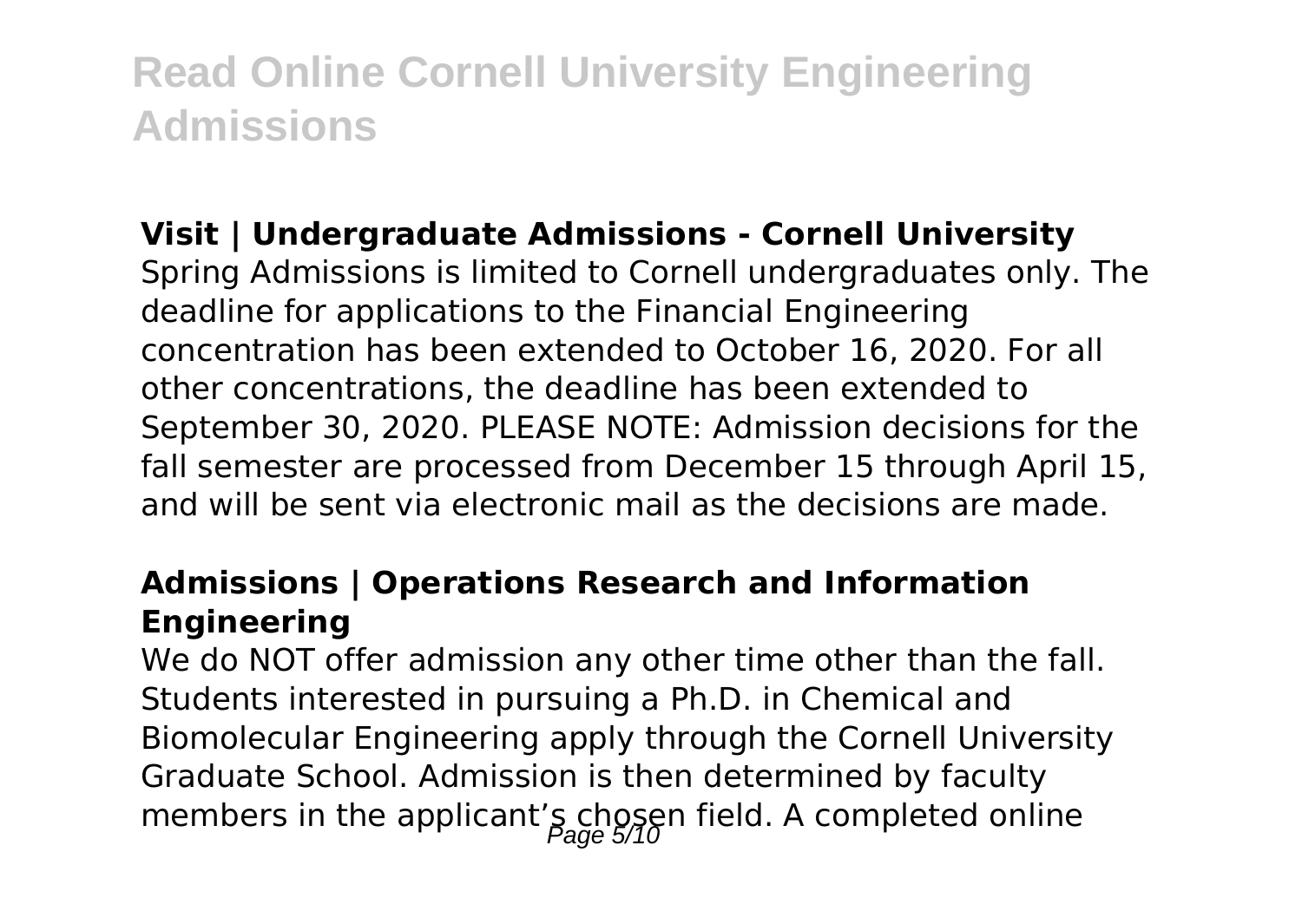### Visit | Undergraduate Admissions - Cornell University

Spring Admissions is limited to Cornell undergraduates only. The deadline for applications to the Financial Engineering concentration has been extended to October 16, 2020. For all other concentrations, the deadline has been extended to September 30, 2020. PLEASE NOTE: Admission decisions for the fall semester are processed from December 15 through April 15, and will be sent via electronic mail as the decisions are made.

### Admissions | Operations Research and Information Engineering

We do NOT offer admission any other time other than the fall. Students interested in pursuing a Ph.D. in Chemical and Biomolecular Engineering apply through the Cornell University Graduate School. Admission is then determined by faculty members in the applicant's chosen field. A completed online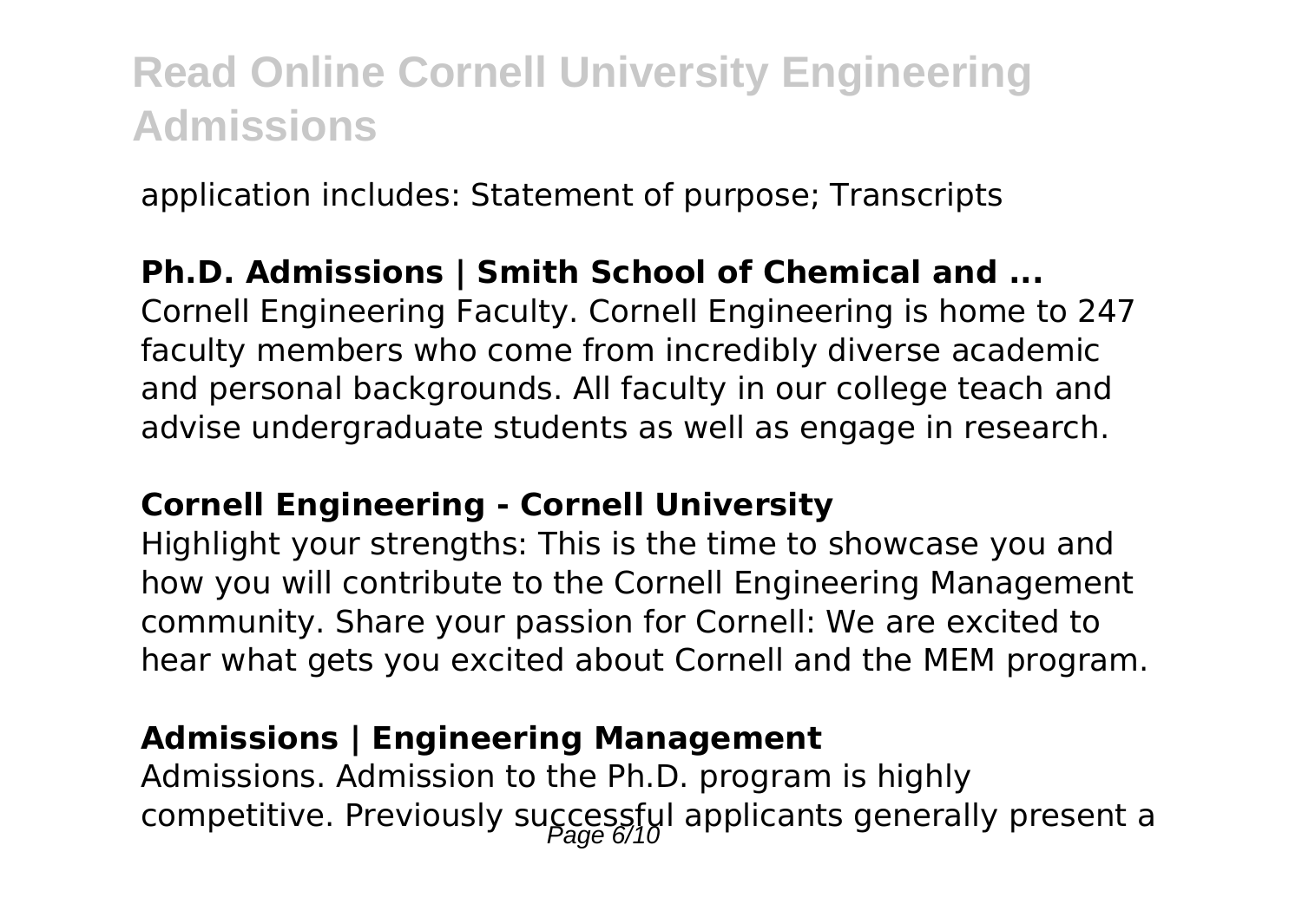application includes: Statement of purpose; Transcripts

**Ph.D. Admissions | Smith School of Chemical and ...**

Cornell Engineering Faculty. Cornell Engineering is home to 247 faculty members who come from incredibly diverse academic and personal backgrounds. All faculty in our college teach and advise undergraduate students as well as engage in research.

**Cornell Engineering - Cornell University**

Highlight your strengths: This is the time to showcase you and how you will contribute to the Cornell Engineering Management community. Share your passion for Cornell: We are excited to hear what gets you excited about Cornell and the MEM program.

**Admissions | Engineering Management**

Admissions. Admission to the Ph.D. program is highly competitive. Previously successful applicants generally present a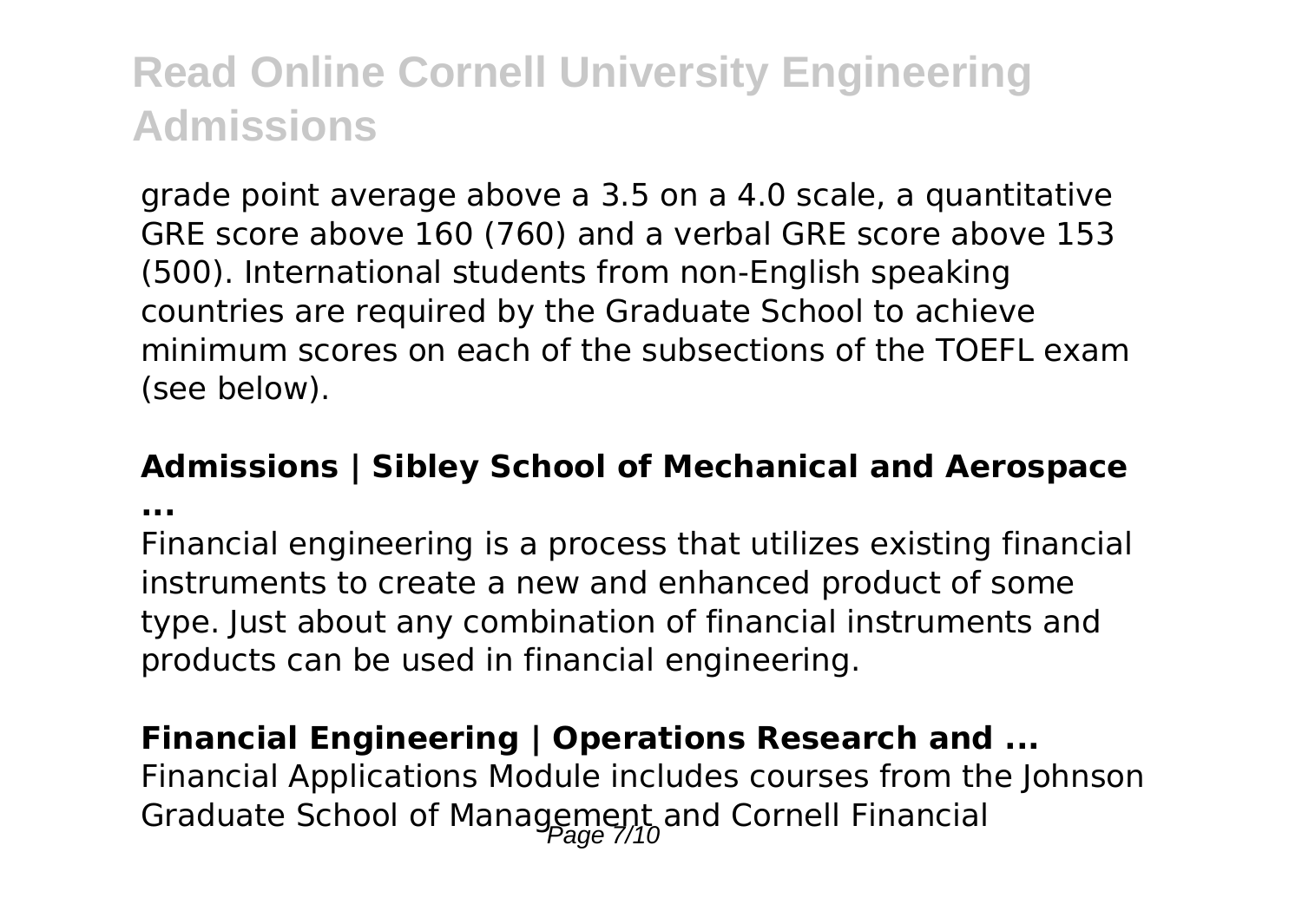grade point average above a 3.5 on a 4.0 scale, a quantitative GRE score above 160 (760) and a verbal GRE score above 153 (500). International students from non-English speaking countries are required by the Graduate School to achieve minimum scores on each of the subsections of the TOEFL exam (see below).

**Admissions | Sibley School of Mechanical and Aerospace ...**

Financial engineering is a process that utilizes existing financial instruments to create a new and enhanced product of some type. Just about any combination of financial instruments and products can be used in financial engineering.

**Financial Engineering | Operations Research and ...**

Financial Applications Module includes courses from the Johnson Graduate School of Management and Cornell Financial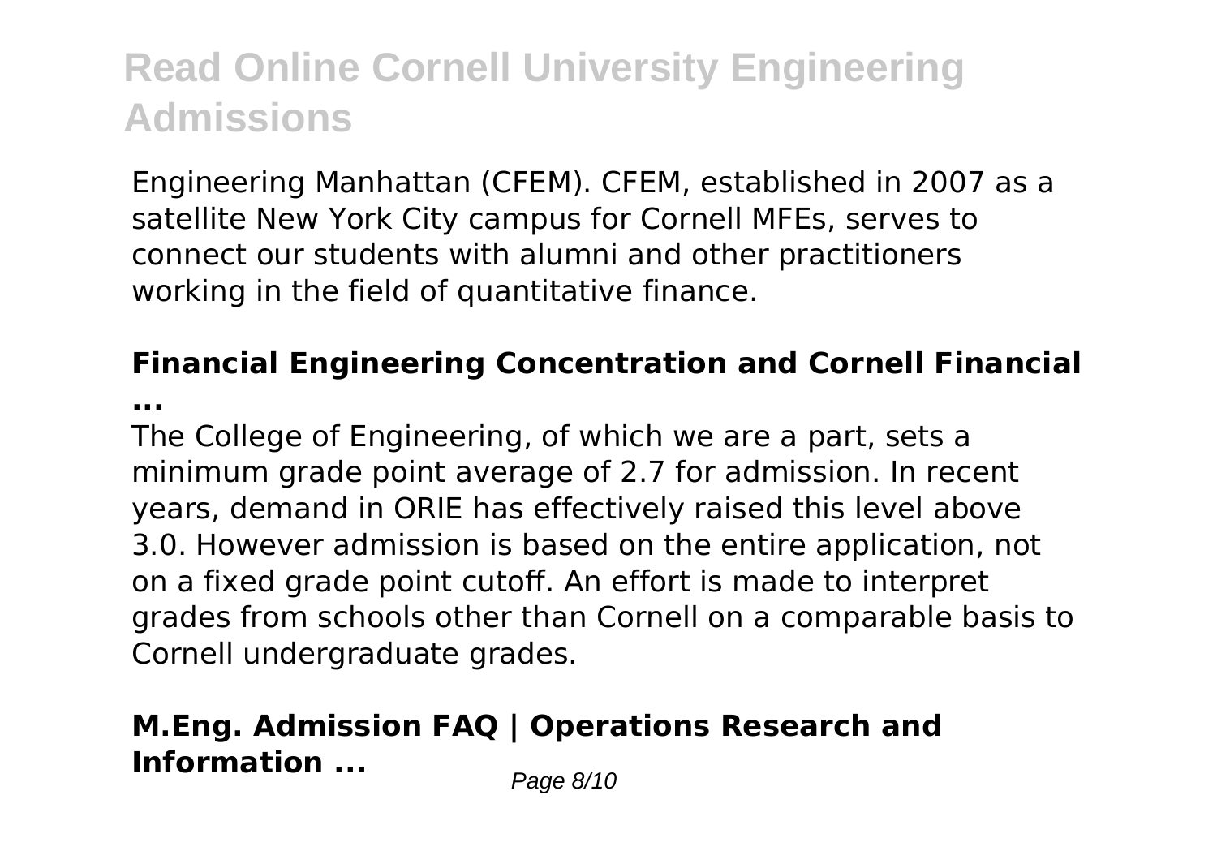Engineering Manhattan (CFEM). CFEM, established in 2007 as a satellite New York City campus for Cornell MFEs, serves to connect our students with alumni and other practitioners working in the field of quantitative finance.

### Financial Engineering Concentration and Cornell Financial ...

The College of Engineering, of which we are a part, sets a minimum grade point average of 2.7 for admission. In recent years, demand in ORIE has effectively raised this level above 3.0. However admission is based on the entire application, not on a fixed grade point cutoff. An effort is made to interpret grades from schools other than Cornell on a comparable basis to Cornell undergraduate grades.

### M.Eng. Admission FAQ | Operations Research and Information ...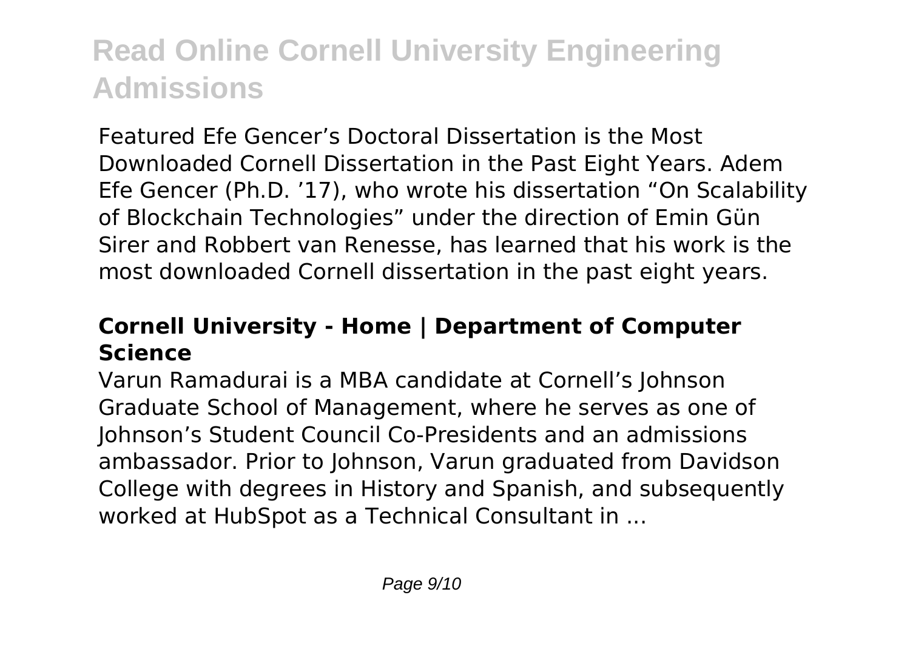Featured Efe Gencer’s Doctoral Dissertation is the Most Downloaded Cornell Dissertation in the Past Eight Years. Adem Efe Gencer (Ph.D. ’17), who wrote his dissertation “On Scalability of Blockchain Technologies” under the direction of Emin Gün Sirer and Robbert van Renesse, has learned that his work is the most downloaded Cornell dissertation in the past eight years.

### Cornell University - Home | Department of Computer Science

Varun Ramadurai is a MBA candidate at Cornell’s Johnson Graduate School of Management, where he serves as one of Johnson’s Student Council Co-Presidents and an admissions ambassador. Prior to Johnson, Varun graduated from Davidson College with degrees in History and Spanish, and subsequently worked at HubSpot as a Technical Consultant in ...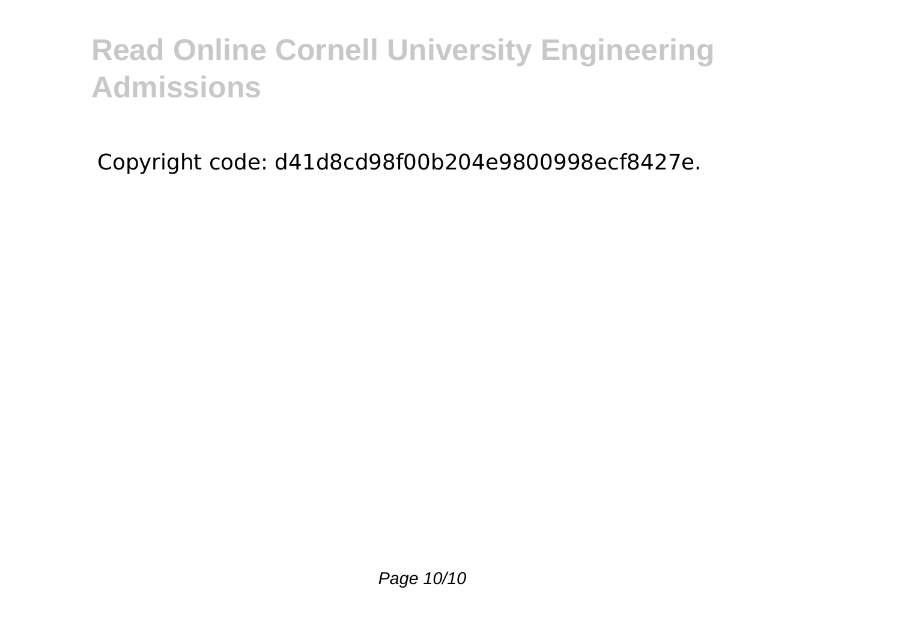Copyright code: d41d8cd98f00b204e9800998ecf8427e.